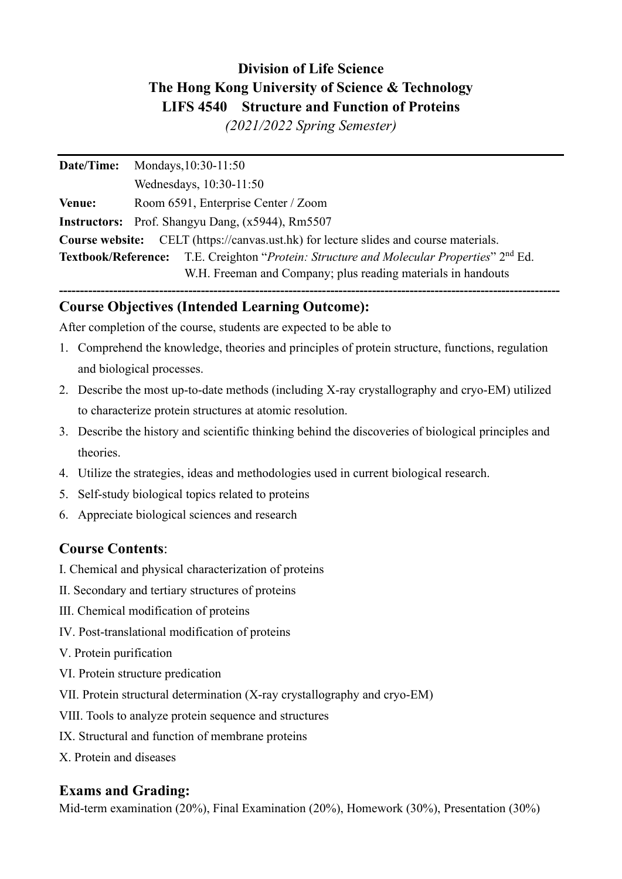**Division of Life Science**
**The Hong Kong University of Science & Technology**
**LIFS 4540 Structure and Function of Proteins**
*(2021/2022 Spring Semester)*

---

**Date/Time:** Mondays,10:30-11:50
Wednesdays, 10:30-11:50
**Venue:** Room 6591, Enterprise Center / Zoom
**Instructors:** Prof. Shangyu Dang, (x5944), Rm5507
**Course website:** CELT (https://canvas.ust.hk) for lecture slides and course materials.
**Textbook/Reference:** T.E. Creighton "*Protein: Structure and Molecular Properties*" 2nd Ed. W.H. Freeman and Company; plus reading materials in handouts

---

## Course Objectives (Intended Learning Outcome):

After completion of the course, students are expected to be able to

1. Comprehend the knowledge, theories and principles of protein structure, functions, regulation and biological processes.
2. Describe the most up-to-date methods (including X-ray crystallography and cryo-EM) utilized to characterize protein structures at atomic resolution.
3. Describe the history and scientific thinking behind the discoveries of biological principles and theories.
4. Utilize the strategies, ideas and methodologies used in current biological research.
5. Self-study biological topics related to proteins
6. Appreciate biological sciences and research

## Course Contents:

I. Chemical and physical characterization of proteins
II. Secondary and tertiary structures of proteins
III. Chemical modification of proteins
IV. Post-translational modification of proteins
V. Protein purification
VI. Protein structure predication
VII. Protein structural determination (X-ray crystallography and cryo-EM)
VIII. Tools to analyze protein sequence and structures
IX. Structural and function of membrane proteins
X. Protein and diseases

## Exams and Grading:

Mid-term examination (20%), Final Examination (20%), Homework (30%), Presentation (30%)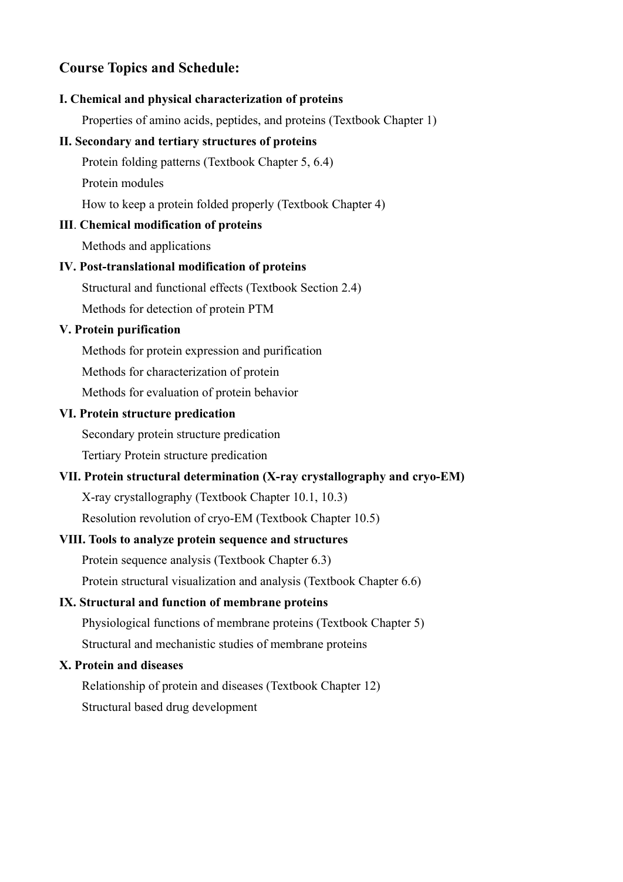## Course Topics and Schedule:

**I. Chemical and physical characterization of proteins**

Properties of amino acids, peptides, and proteins (Textbook Chapter 1)

**II. Secondary and tertiary structures of proteins**

Protein folding patterns (Textbook Chapter 5, 6.4)

Protein modules

How to keep a protein folded properly (Textbook Chapter 4)

**III**. **Chemical modification of proteins**

Methods and applications

**IV. Post-translational modification of proteins**

Structural and functional effects (Textbook Section 2.4)

Methods for detection of protein PTM

**V. Protein purification**

Methods for protein expression and purification

Methods for characterization of protein

Methods for evaluation of protein behavior

**VI. Protein structure predication**

Secondary protein structure predication

Tertiary Protein structure predication

**VII. Protein structural determination (X-ray crystallography and cryo-EM)**

X-ray crystallography (Textbook Chapter 10.1, 10.3)

Resolution revolution of cryo-EM (Textbook Chapter 10.5)

**VIII. Tools to analyze protein sequence and structures**

Protein sequence analysis (Textbook Chapter 6.3)

Protein structural visualization and analysis (Textbook Chapter 6.6)

**IX. Structural and function of membrane proteins**

Physiological functions of membrane proteins (Textbook Chapter 5)

Structural and mechanistic studies of membrane proteins

**X. Protein and diseases**

Relationship of protein and diseases (Textbook Chapter 12)

Structural based drug development